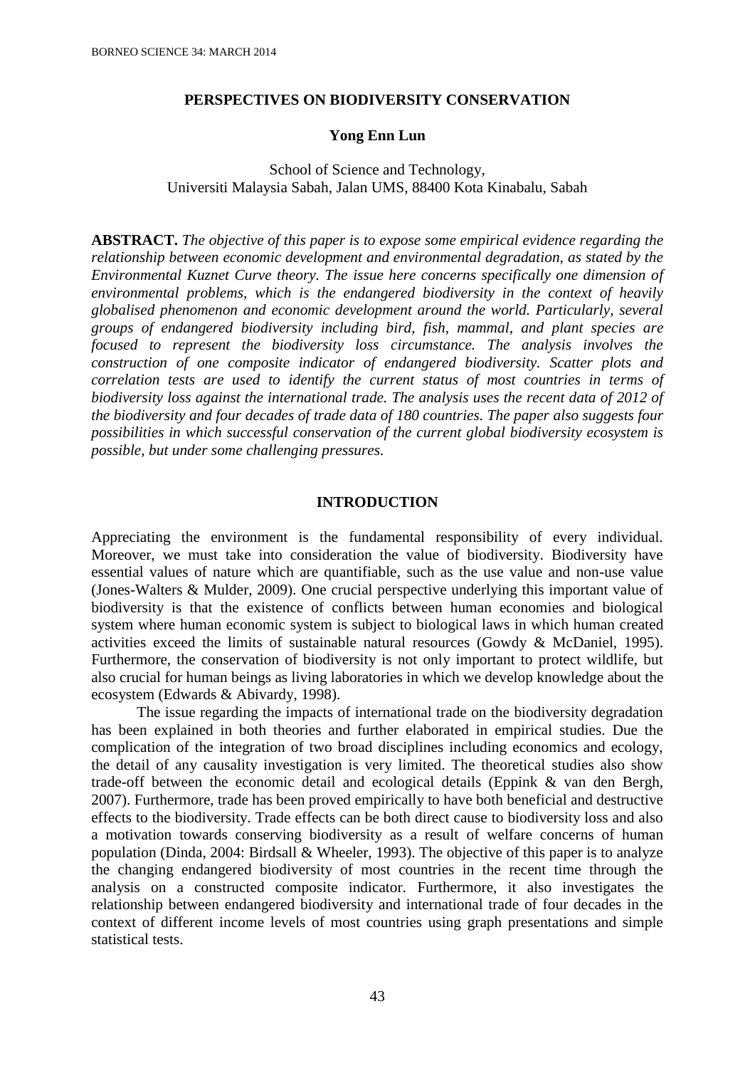# PERSPECTIVES ON BIODIVERSITY CONSERVATION

**Yong Enn Lun**

School of Science and Technology,
Universiti Malaysia Sabah, Jalan UMS, 88400 Kota Kinabalu, Sabah

**ABSTRACT.** *The objective of this paper is to expose some empirical evidence regarding the relationship between economic development and environmental degradation, as stated by the Environmental Kuznet Curve theory. The issue here concerns specifically one dimension of environmental problems, which is the endangered biodiversity in the context of heavily globalised phenomenon and economic development around the world. Particularly, several groups of endangered biodiversity including bird, fish, mammal, and plant species are focused to represent the biodiversity loss circumstance. The analysis involves the construction of one composite indicator of endangered biodiversity. Scatter plots and correlation tests are used to identify the current status of most countries in terms of biodiversity loss against the international trade. The analysis uses the recent data of 2012 of the biodiversity and four decades of trade data of 180 countries. The paper also suggests four possibilities in which successful conservation of the current global biodiversity ecosystem is possible, but under some challenging pressures.*

## INTRODUCTION

Appreciating the environment is the fundamental responsibility of every individual. Moreover, we must take into consideration the value of biodiversity. Biodiversity have essential values of nature which are quantifiable, such as the use value and non-use value (Jones-Walters & Mulder, 2009). One crucial perspective underlying this important value of biodiversity is that the existence of conflicts between human economies and biological system where human economic system is subject to biological laws in which human created activities exceed the limits of sustainable natural resources (Gowdy & McDaniel, 1995). Furthermore, the conservation of biodiversity is not only important to protect wildlife, but also crucial for human beings as living laboratories in which we develop knowledge about the ecosystem (Edwards & Abivardy, 1998).

The issue regarding the impacts of international trade on the biodiversity degradation has been explained in both theories and further elaborated in empirical studies. Due the complication of the integration of two broad disciplines including economics and ecology, the detail of any causality investigation is very limited. The theoretical studies also show trade-off between the economic detail and ecological details (Eppink & van den Bergh, 2007). Furthermore, trade has been proved empirically to have both beneficial and destructive effects to the biodiversity. Trade effects can be both direct cause to biodiversity loss and also a motivation towards conserving biodiversity as a result of welfare concerns of human population (Dinda, 2004: Birdsall & Wheeler, 1993). The objective of this paper is to analyze the changing endangered biodiversity of most countries in the recent time through the analysis on a constructed composite indicator. Furthermore, it also investigates the relationship between endangered biodiversity and international trade of four decades in the context of different income levels of most countries using graph presentations and simple statistical tests.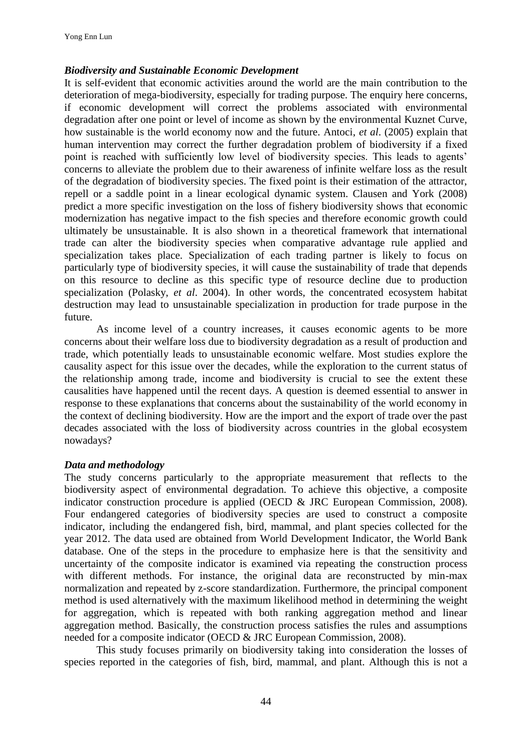### *Biodiversity and Sustainable Economic Development*

It is self-evident that economic activities around the world are the main contribution to the deterioration of mega-biodiversity, especially for trading purpose. The enquiry here concerns, if economic development will correct the problems associated with environmental degradation after one point or level of income as shown by the environmental Kuznet Curve, how sustainable is the world economy now and the future. Antoci, *et al*. (2005) explain that human intervention may correct the further degradation problem of biodiversity if a fixed point is reached with sufficiently low level of biodiversity species. This leads to agents' concerns to alleviate the problem due to their awareness of infinite welfare loss as the result of the degradation of biodiversity species. The fixed point is their estimation of the attractor, repell or a saddle point in a linear ecological dynamic system. Clausen and York (2008) predict a more specific investigation on the loss of fishery biodiversity shows that economic modernization has negative impact to the fish species and therefore economic growth could ultimately be unsustainable. It is also shown in a theoretical framework that international trade can alter the biodiversity species when comparative advantage rule applied and specialization takes place. Specialization of each trading partner is likely to focus on particularly type of biodiversity species, it will cause the sustainability of trade that depends on this resource to decline as this specific type of resource decline due to production specialization (Polasky, *et al*. 2004). In other words, the concentrated ecosystem habitat destruction may lead to unsustainable specialization in production for trade purpose in the future.

As income level of a country increases, it causes economic agents to be more concerns about their welfare loss due to biodiversity degradation as a result of production and trade, which potentially leads to unsustainable economic welfare. Most studies explore the causality aspect for this issue over the decades, while the exploration to the current status of the relationship among trade, income and biodiversity is crucial to see the extent these causalities have happened until the recent days. A question is deemed essential to answer in response to these explanations that concerns about the sustainability of the world economy in the context of declining biodiversity. How are the import and the export of trade over the past decades associated with the loss of biodiversity across countries in the global ecosystem nowadays?

### *Data and methodology*

The study concerns particularly to the appropriate measurement that reflects to the biodiversity aspect of environmental degradation. To achieve this objective, a composite indicator construction procedure is applied (OECD & JRC European Commission, 2008). Four endangered categories of biodiversity species are used to construct a composite indicator, including the endangered fish, bird, mammal, and plant species collected for the year 2012. The data used are obtained from World Development Indicator, the World Bank database. One of the steps in the procedure to emphasize here is that the sensitivity and uncertainty of the composite indicator is examined via repeating the construction process with different methods. For instance, the original data are reconstructed by min-max normalization and repeated by z-score standardization. Furthermore, the principal component method is used alternatively with the maximum likelihood method in determining the weight for aggregation, which is repeated with both ranking aggregation method and linear aggregation method. Basically, the construction process satisfies the rules and assumptions needed for a composite indicator (OECD & JRC European Commission, 2008).

This study focuses primarily on biodiversity taking into consideration the losses of species reported in the categories of fish, bird, mammal, and plant. Although this is not a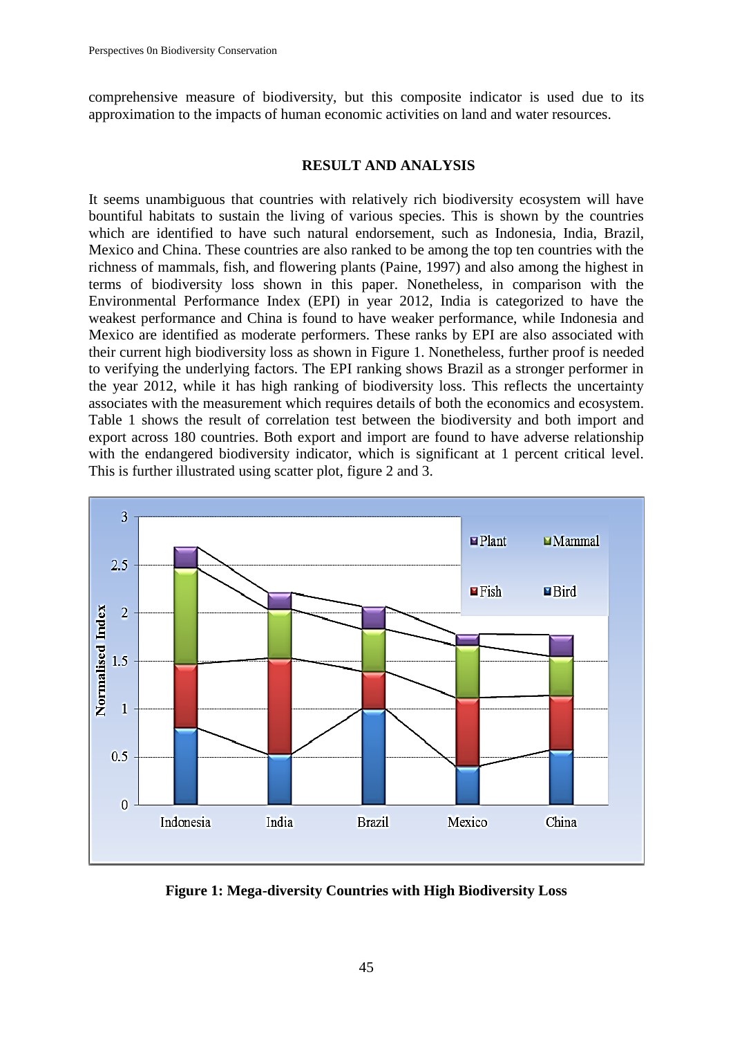comprehensive measure of biodiversity, but this composite indicator is used due to its approximation to the impacts of human economic activities on land and water resources.

## RESULT AND ANALYSIS

It seems unambiguous that countries with relatively rich biodiversity ecosystem will have bountiful habitats to sustain the living of various species. This is shown by the countries which are identified to have such natural endorsement, such as Indonesia, India, Brazil, Mexico and China. These countries are also ranked to be among the top ten countries with the richness of mammals, fish, and flowering plants (Paine, 1997) and also among the highest in terms of biodiversity loss shown in this paper. Nonetheless, in comparison with the Environmental Performance Index (EPI) in year 2012, India is categorized to have the weakest performance and China is found to have weaker performance, while Indonesia and Mexico are identified as moderate performers. These ranks by EPI are also associated with their current high biodiversity loss as shown in Figure 1. Nonetheless, further proof is needed to verifying the underlying factors. The EPI ranking shows Brazil as a stronger performer in the year 2012, while it has high ranking of biodiversity loss. This reflects the uncertainty associates with the measurement which requires details of both the economics and ecosystem. Table 1 shows the result of correlation test between the biodiversity and both import and export across 180 countries. Both export and import are found to have adverse relationship with the endangered biodiversity indicator, which is significant at 1 percent critical level. This is further illustrated using scatter plot, figure 2 and 3.

**Figure 1: Mega-diversity Countries with High Biodiversity Loss**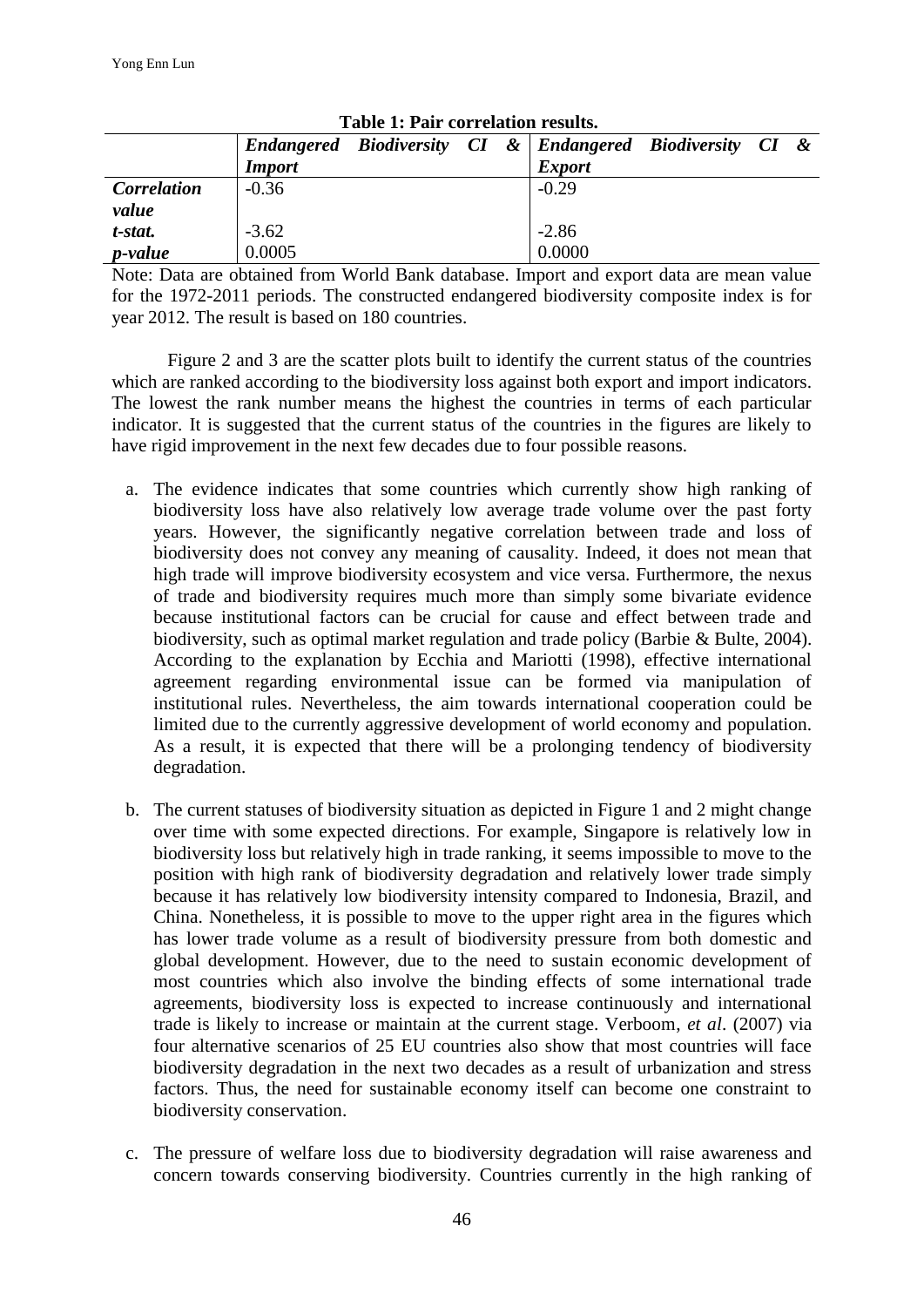**Table 1: Pair correlation results.**

| | *Endangered Biodiversity CI & Import* | *Endangered Biodiversity CI & Export* |
|---|---|---|
| ***Correlation value*** | -0.36 | -0.29 |
| ***t-stat.*** | -3.62 | -2.86 |
| ***p-value*** | 0.0005 | 0.0000 |

Note: Data are obtained from World Bank database. Import and export data are mean value for the 1972-2011 periods. The constructed endangered biodiversity composite index is for year 2012. The result is based on 180 countries.

Figure 2 and 3 are the scatter plots built to identify the current status of the countries which are ranked according to the biodiversity loss against both export and import indicators. The lowest the rank number means the highest the countries in terms of each particular indicator. It is suggested that the current status of the countries in the figures are likely to have rigid improvement in the next few decades due to four possible reasons.

a. The evidence indicates that some countries which currently show high ranking of biodiversity loss have also relatively low average trade volume over the past forty years. However, the significantly negative correlation between trade and loss of biodiversity does not convey any meaning of causality. Indeed, it does not mean that high trade will improve biodiversity ecosystem and vice versa. Furthermore, the nexus of trade and biodiversity requires much more than simply some bivariate evidence because institutional factors can be crucial for cause and effect between trade and biodiversity, such as optimal market regulation and trade policy (Barbie & Bulte, 2004). According to the explanation by Ecchia and Mariotti (1998), effective international agreement regarding environmental issue can be formed via manipulation of institutional rules. Nevertheless, the aim towards international cooperation could be limited due to the currently aggressive development of world economy and population. As a result, it is expected that there will be a prolonging tendency of biodiversity degradation.

b. The current statuses of biodiversity situation as depicted in Figure 1 and 2 might change over time with some expected directions. For example, Singapore is relatively low in biodiversity loss but relatively high in trade ranking, it seems impossible to move to the position with high rank of biodiversity degradation and relatively lower trade simply because it has relatively low biodiversity intensity compared to Indonesia, Brazil, and China. Nonetheless, it is possible to move to the upper right area in the figures which has lower trade volume as a result of biodiversity pressure from both domestic and global development. However, due to the need to sustain economic development of most countries which also involve the binding effects of some international trade agreements, biodiversity loss is expected to increase continuously and international trade is likely to increase or maintain at the current stage. Verboom, *et al*. (2007) via four alternative scenarios of 25 EU countries also show that most countries will face biodiversity degradation in the next two decades as a result of urbanization and stress factors. Thus, the need for sustainable economy itself can become one constraint to biodiversity conservation.

c. The pressure of welfare loss due to biodiversity degradation will raise awareness and concern towards conserving biodiversity. Countries currently in the high ranking of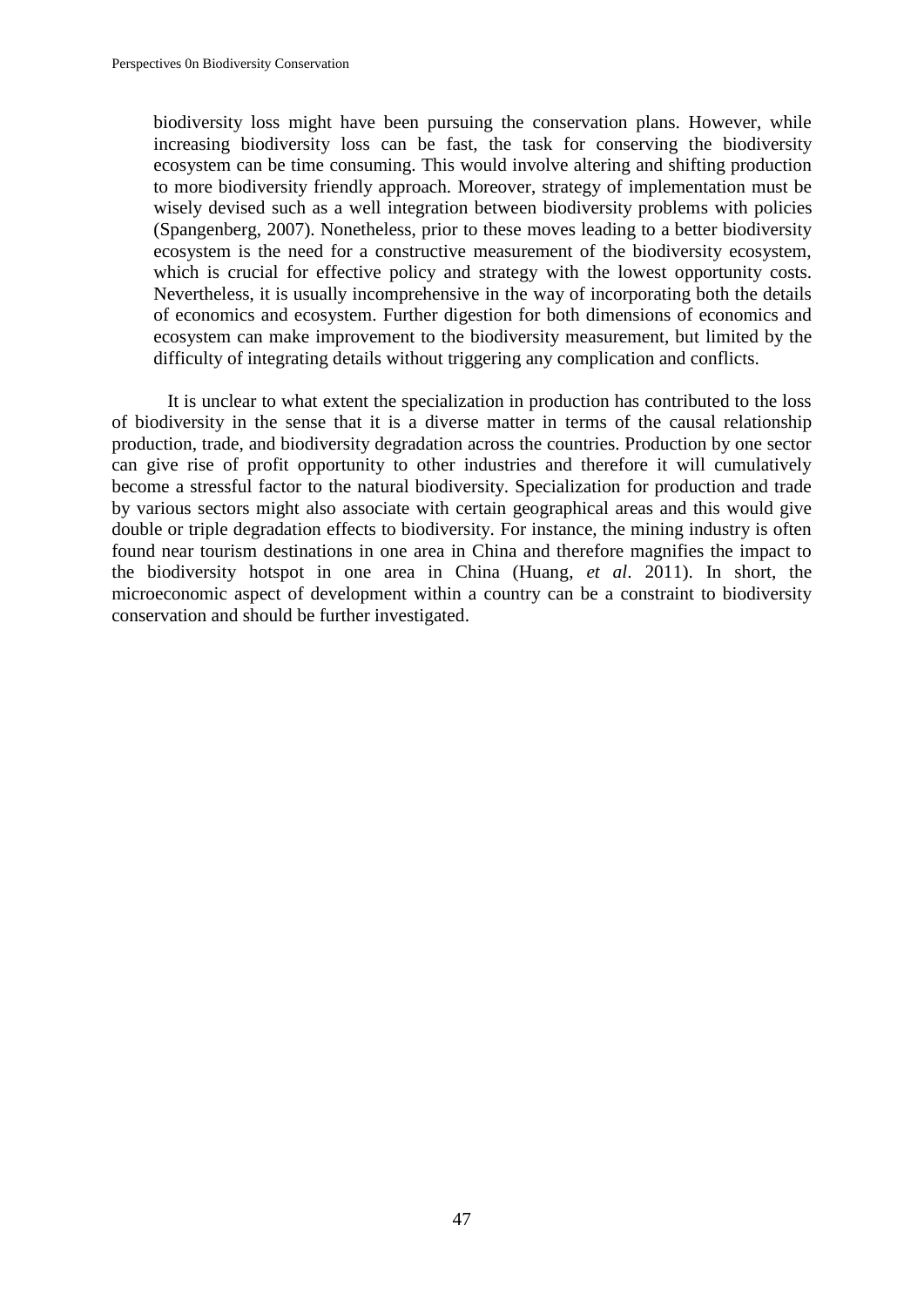biodiversity loss might have been pursuing the conservation plans. However, while increasing biodiversity loss can be fast, the task for conserving the biodiversity ecosystem can be time consuming. This would involve altering and shifting production to more biodiversity friendly approach. Moreover, strategy of implementation must be wisely devised such as a well integration between biodiversity problems with policies (Spangenberg, 2007). Nonetheless, prior to these moves leading to a better biodiversity ecosystem is the need for a constructive measurement of the biodiversity ecosystem, which is crucial for effective policy and strategy with the lowest opportunity costs. Nevertheless, it is usually incomprehensive in the way of incorporating both the details of economics and ecosystem. Further digestion for both dimensions of economics and ecosystem can make improvement to the biodiversity measurement, but limited by the difficulty of integrating details without triggering any complication and conflicts.

It is unclear to what extent the specialization in production has contributed to the loss of biodiversity in the sense that it is a diverse matter in terms of the causal relationship production, trade, and biodiversity degradation across the countries. Production by one sector can give rise of profit opportunity to other industries and therefore it will cumulatively become a stressful factor to the natural biodiversity. Specialization for production and trade by various sectors might also associate with certain geographical areas and this would give double or triple degradation effects to biodiversity. For instance, the mining industry is often found near tourism destinations in one area in China and therefore magnifies the impact to the biodiversity hotspot in one area in China (Huang, *et al*. 2011). In short, the microeconomic aspect of development within a country can be a constraint to biodiversity conservation and should be further investigated.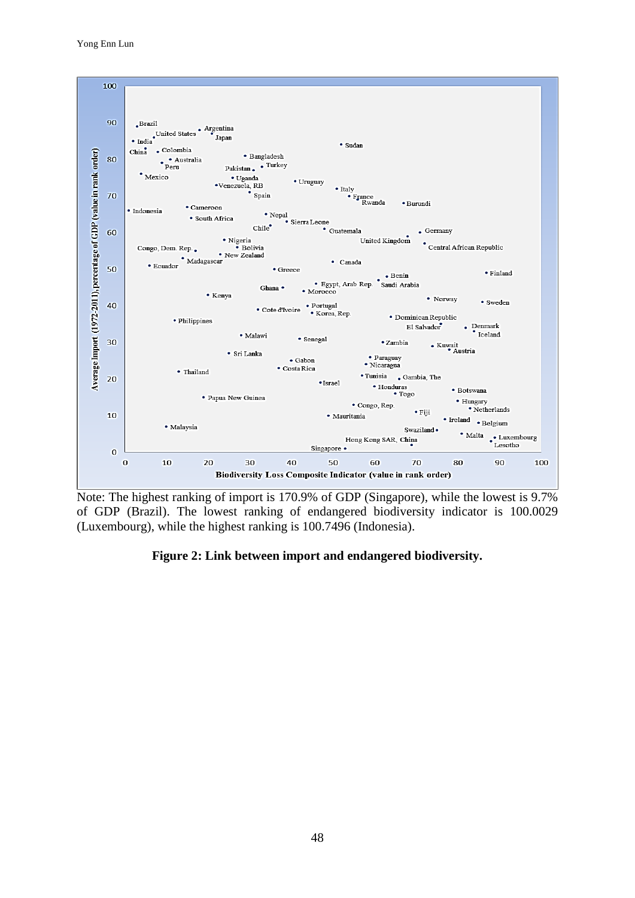Note: The highest ranking of import is 170.9% of GDP (Singapore), while the lowest is 9.7% of GDP (Brazil). The lowest ranking of endangered biodiversity indicator is 100.0029 (Luxembourg), while the highest ranking is 100.7496 (Indonesia).

**Figure 2: Link between import and endangered biodiversity.**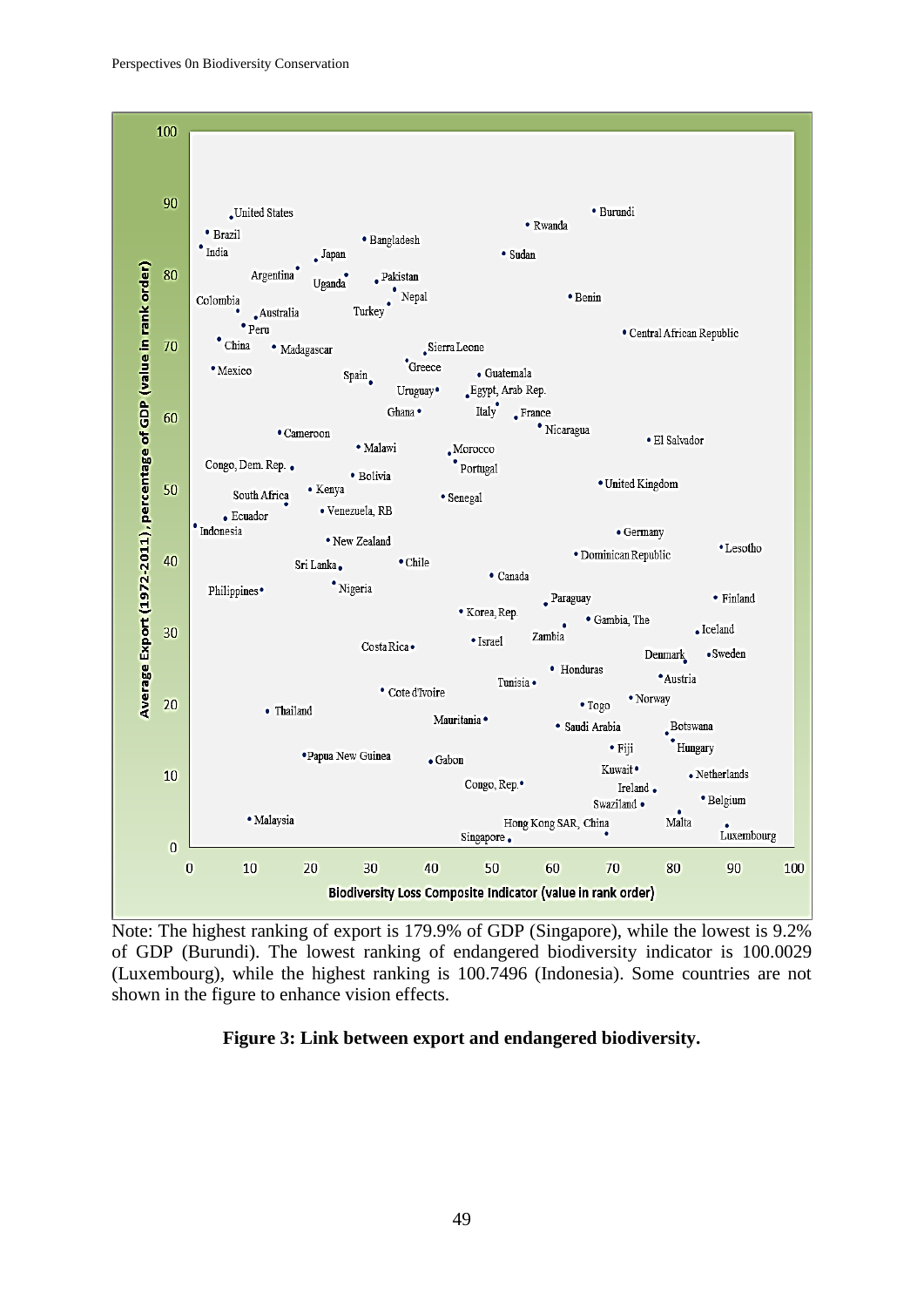Note: The highest ranking of export is 179.9% of GDP (Singapore), while the lowest is 9.2% of GDP (Burundi). The lowest ranking of endangered biodiversity indicator is 100.0029 (Luxembourg), while the highest ranking is 100.7496 (Indonesia). Some countries are not shown in the figure to enhance vision effects.

**Figure 3: Link between export and endangered biodiversity.**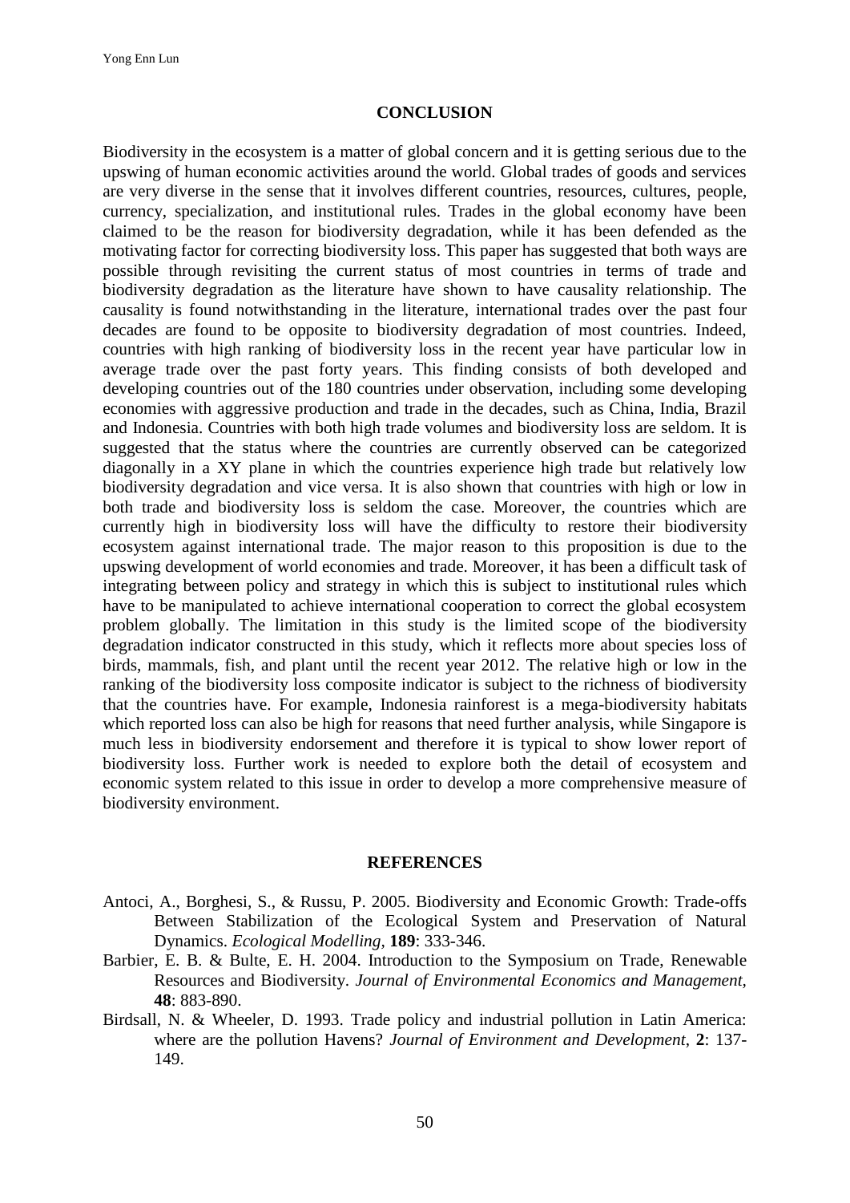## CONCLUSION

Biodiversity in the ecosystem is a matter of global concern and it is getting serious due to the upswing of human economic activities around the world. Global trades of goods and services are very diverse in the sense that it involves different countries, resources, cultures, people, currency, specialization, and institutional rules. Trades in the global economy have been claimed to be the reason for biodiversity degradation, while it has been defended as the motivating factor for correcting biodiversity loss. This paper has suggested that both ways are possible through revisiting the current status of most countries in terms of trade and biodiversity degradation as the literature have shown to have causality relationship. The causality is found notwithstanding in the literature, international trades over the past four decades are found to be opposite to biodiversity degradation of most countries. Indeed, countries with high ranking of biodiversity loss in the recent year have particular low in average trade over the past forty years. This finding consists of both developed and developing countries out of the 180 countries under observation, including some developing economies with aggressive production and trade in the decades, such as China, India, Brazil and Indonesia. Countries with both high trade volumes and biodiversity loss are seldom. It is suggested that the status where the countries are currently observed can be categorized diagonally in a XY plane in which the countries experience high trade but relatively low biodiversity degradation and vice versa. It is also shown that countries with high or low in both trade and biodiversity loss is seldom the case. Moreover, the countries which are currently high in biodiversity loss will have the difficulty to restore their biodiversity ecosystem against international trade. The major reason to this proposition is due to the upswing development of world economies and trade. Moreover, it has been a difficult task of integrating between policy and strategy in which this is subject to institutional rules which have to be manipulated to achieve international cooperation to correct the global ecosystem problem globally. The limitation in this study is the limited scope of the biodiversity degradation indicator constructed in this study, which it reflects more about species loss of birds, mammals, fish, and plant until the recent year 2012. The relative high or low in the ranking of the biodiversity loss composite indicator is subject to the richness of biodiversity that the countries have. For example, Indonesia rainforest is a mega-biodiversity habitats which reported loss can also be high for reasons that need further analysis, while Singapore is much less in biodiversity endorsement and therefore it is typical to show lower report of biodiversity loss. Further work is needed to explore both the detail of ecosystem and economic system related to this issue in order to develop a more comprehensive measure of biodiversity environment.

## REFERENCES

Antoci, A., Borghesi, S., & Russu, P. 2005. Biodiversity and Economic Growth: Trade-offs Between Stabilization of the Ecological System and Preservation of Natural Dynamics. *Ecological Modelling*, **189**: 333-346.

Barbier, E. B. & Bulte, E. H. 2004. Introduction to the Symposium on Trade, Renewable Resources and Biodiversity. *Journal of Environmental Economics and Management*, **48**: 883-890.

Birdsall, N. & Wheeler, D. 1993. Trade policy and industrial pollution in Latin America: where are the pollution Havens? *Journal of Environment and Development*, **2**: 137-149.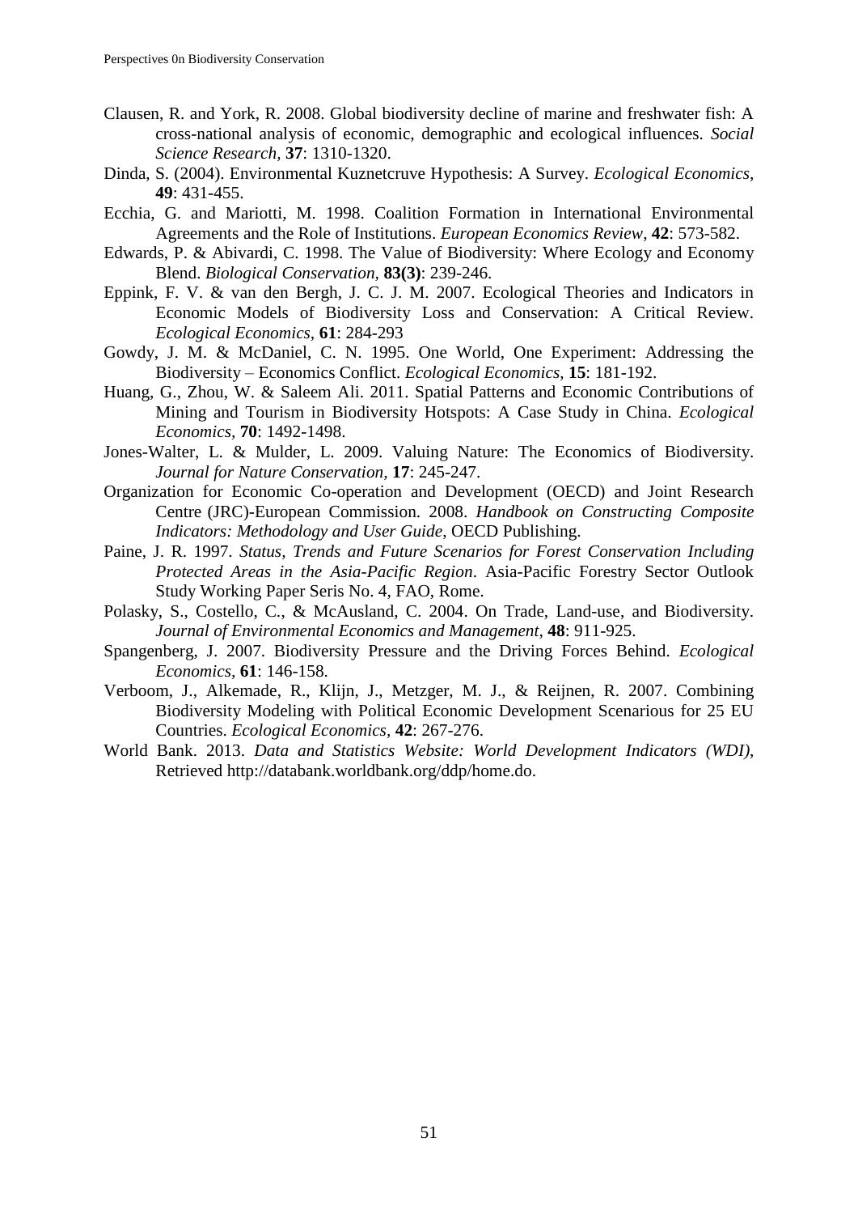Clausen, R. and York, R. 2008. Global biodiversity decline of marine and freshwater fish: A cross-national analysis of economic, demographic and ecological influences. *Social Science Research,* **37**: 1310-1320.

Dinda, S. (2004). Environmental Kuznetcruve Hypothesis: A Survey. *Ecological Economics*, **49**: 431-455.

Ecchia, G. and Mariotti, M. 1998. Coalition Formation in International Environmental Agreements and the Role of Institutions. *European Economics Review*, **42**: 573-582.

Edwards, P. & Abivardi, C. 1998. The Value of Biodiversity: Where Ecology and Economy Blend. *Biological Conservation,* **83(3)**: 239-246.

Eppink, F. V. & van den Bergh, J. C. J. M. 2007. Ecological Theories and Indicators in Economic Models of Biodiversity Loss and Conservation: A Critical Review. *Ecological Economics,* **61**: 284-293

Gowdy, J. M. & McDaniel, C. N. 1995. One World, One Experiment: Addressing the Biodiversity – Economics Conflict. *Ecological Economics*, **15**: 181-192.

Huang, G., Zhou, W. & Saleem Ali. 2011. Spatial Patterns and Economic Contributions of Mining and Tourism in Biodiversity Hotspots: A Case Study in China. *Ecological Economics,* **70**: 1492-1498.

Jones-Walter, L. & Mulder, L. 2009. Valuing Nature: The Economics of Biodiversity. *Journal for Nature Conservation,* **17**: 245-247.

Organization for Economic Co-operation and Development (OECD) and Joint Research Centre (JRC)-European Commission. 2008. *Handbook on Constructing Composite Indicators: Methodology and User Guide*, OECD Publishing.

Paine, J. R. 1997. *Status, Trends and Future Scenarios for Forest Conservation Including Protected Areas in the Asia-Pacific Region*. Asia-Pacific Forestry Sector Outlook Study Working Paper Seris No. 4, FAO, Rome.

Polasky, S., Costello, C., & McAusland, C. 2004. On Trade, Land-use, and Biodiversity. *Journal of Environmental Economics and Management*, **48**: 911-925.

Spangenberg, J. 2007. Biodiversity Pressure and the Driving Forces Behind. *Ecological Economics,* **61**: 146-158.

Verboom, J., Alkemade, R., Klijn, J., Metzger, M. J., & Reijnen, R. 2007. Combining Biodiversity Modeling with Political Economic Development Scenarious for 25 EU Countries. *Ecological Economics,* **42**: 267-276.

World Bank. 2013. *Data and Statistics Website: World Development Indicators (WDI)*, Retrieved http://databank.worldbank.org/ddp/home.do.